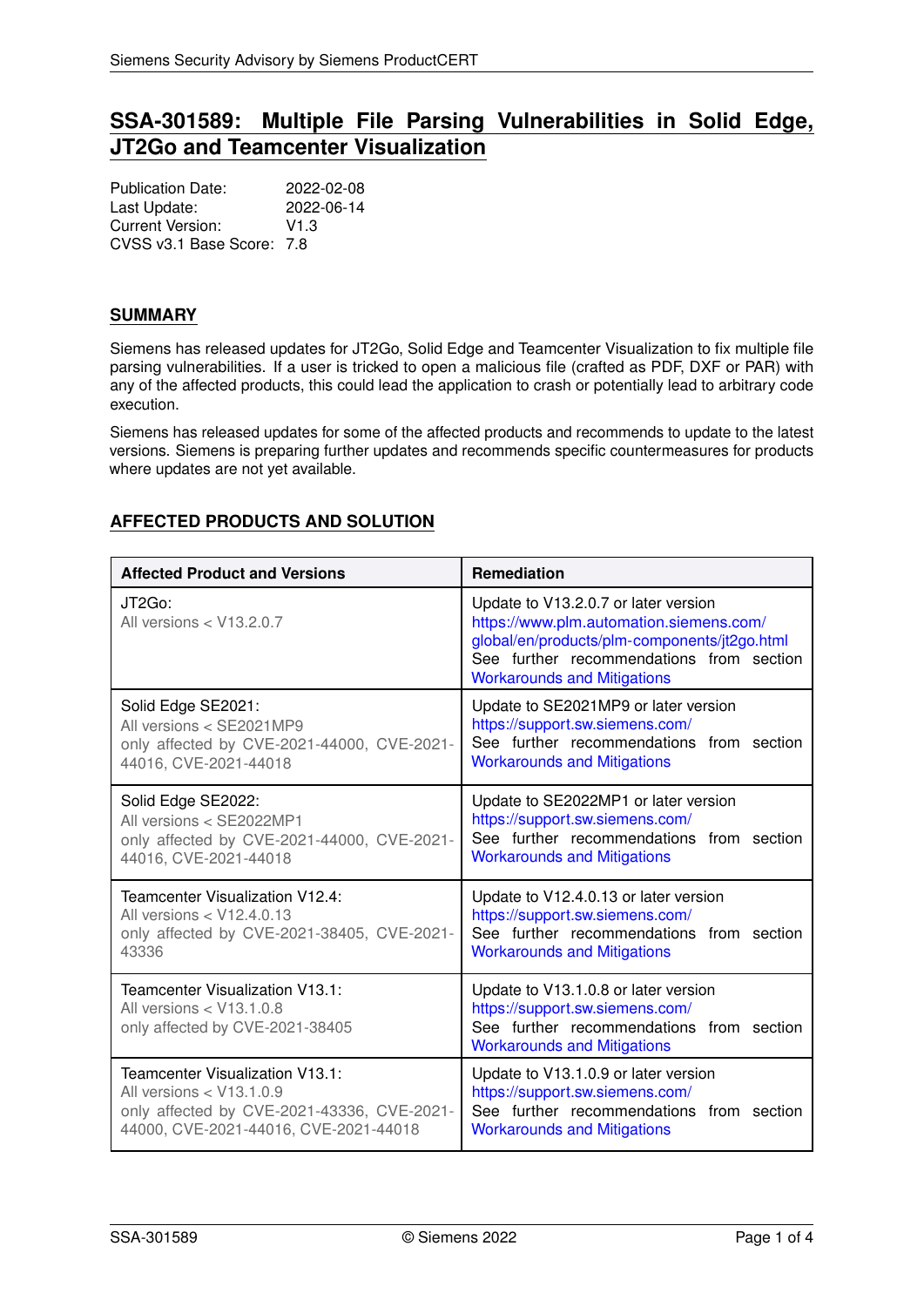# SSA-301589: Multiple File Parsing Vulnerabilities in Solid Edge, JT2Go and Teamcenter Visualization

Publication Date: 2022-02-08
Last Update: 2022-06-14
Current Version: V1.3
CVSS v3.1 Base Score: 7.8

## SUMMARY

Siemens has released updates for JT2Go, Solid Edge and Teamcenter Visualization to fix multiple file parsing vulnerabilities. If a user is tricked to open a malicious file (crafted as PDF, DXF or PAR) with any of the affected products, this could lead the application to crash or potentially lead to arbitrary code execution.

Siemens has released updates for some of the affected products and recommends to update to the latest versions. Siemens is preparing further updates and recommends specific countermeasures for products where updates are not yet available.

## AFFECTED PRODUCTS AND SOLUTION

| Affected Product and Versions | Remediation |
|---|---|
| JT2Go:<br>All versions < V13.2.0.7 | Update to V13.2.0.7 or later version<br>https://www.plm.automation.siemens.com/global/en/products/plm-components/jt2go.html<br>See further recommendations from section Workarounds and Mitigations |
| Solid Edge SE2021:<br>All versions < SE2021MP9<br>only affected by CVE-2021-44000, CVE-2021-44016, CVE-2021-44018 | Update to SE2021MP9 or later version<br>https://support.sw.siemens.com/<br>See further recommendations from section Workarounds and Mitigations |
| Solid Edge SE2022:<br>All versions < SE2022MP1<br>only affected by CVE-2021-44000, CVE-2021-44016, CVE-2021-44018 | Update to SE2022MP1 or later version<br>https://support.sw.siemens.com/<br>See further recommendations from section Workarounds and Mitigations |
| Teamcenter Visualization V12.4:<br>All versions < V12.4.0.13<br>only affected by CVE-2021-38405, CVE-2021-43336 | Update to V12.4.0.13 or later version<br>https://support.sw.siemens.com/<br>See further recommendations from section Workarounds and Mitigations |
| Teamcenter Visualization V13.1:<br>All versions < V13.1.0.8<br>only affected by CVE-2021-38405 | Update to V13.1.0.8 or later version<br>https://support.sw.siemens.com/<br>See further recommendations from section Workarounds and Mitigations |
| Teamcenter Visualization V13.1:<br>All versions < V13.1.0.9<br>only affected by CVE-2021-43336, CVE-2021-44000, CVE-2021-44016, CVE-2021-44018 | Update to V13.1.0.9 or later version<br>https://support.sw.siemens.com/<br>See further recommendations from section Workarounds and Mitigations |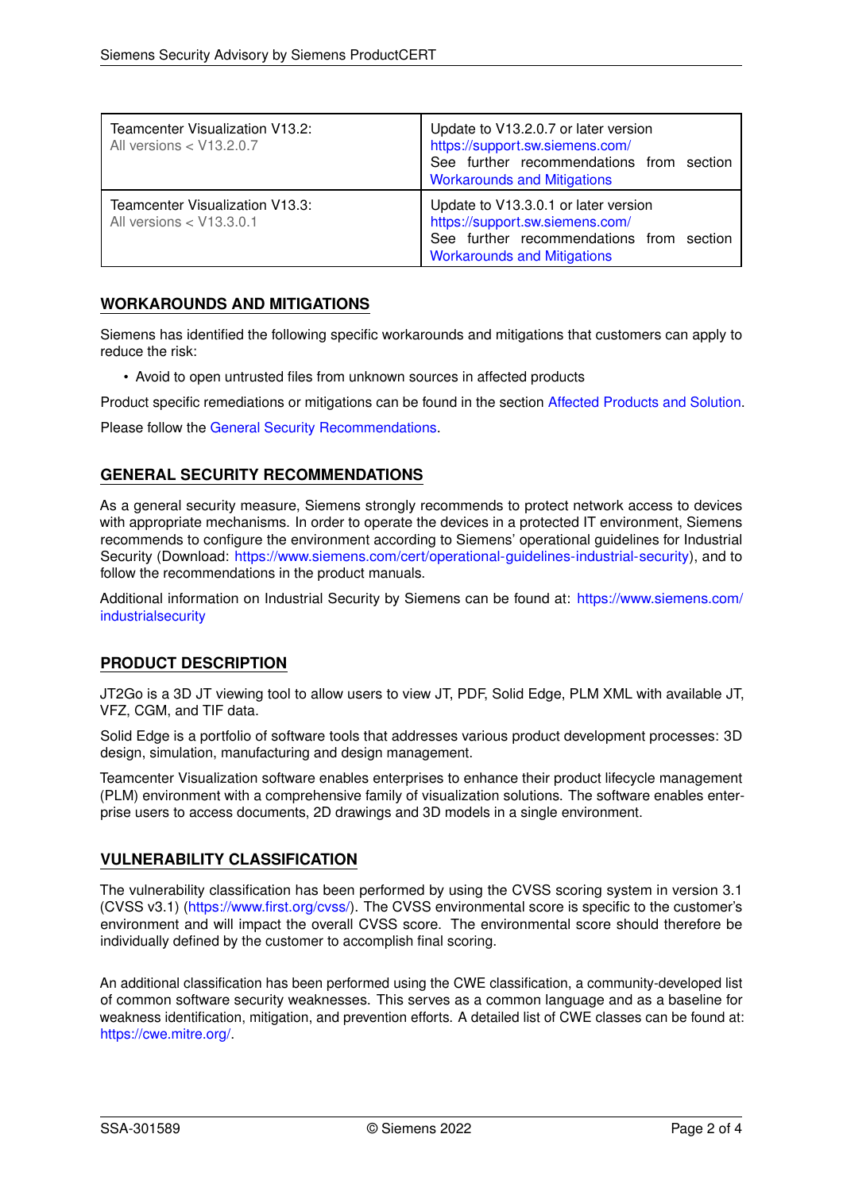| | |
|---|---|
| Teamcenter Visualization V13.2:<br>All versions < V13.2.0.7 | Update to V13.2.0.7 or later version<br>https://support.sw.siemens.com/<br>See further recommendations from section Workarounds and Mitigations |
| Teamcenter Visualization V13.3:<br>All versions < V13.3.0.1 | Update to V13.3.0.1 or later version<br>https://support.sw.siemens.com/<br>See further recommendations from section Workarounds and Mitigations |

## WORKAROUNDS AND MITIGATIONS

Siemens has identified the following specific workarounds and mitigations that customers can apply to reduce the risk:

- Avoid to open untrusted files from unknown sources in affected products

Product specific remediations or mitigations can be found in the section Affected Products and Solution.

Please follow the General Security Recommendations.

## GENERAL SECURITY RECOMMENDATIONS

As a general security measure, Siemens strongly recommends to protect network access to devices with appropriate mechanisms. In order to operate the devices in a protected IT environment, Siemens recommends to configure the environment according to Siemens' operational guidelines for Industrial Security (Download: https://www.siemens.com/cert/operational-guidelines-industrial-security), and to follow the recommendations in the product manuals.

Additional information on Industrial Security by Siemens can be found at: https://www.siemens.com/industrialsecurity

## PRODUCT DESCRIPTION

JT2Go is a 3D JT viewing tool to allow users to view JT, PDF, Solid Edge, PLM XML with available JT, VFZ, CGM, and TIF data.

Solid Edge is a portfolio of software tools that addresses various product development processes: 3D design, simulation, manufacturing and design management.

Teamcenter Visualization software enables enterprises to enhance their product lifecycle management (PLM) environment with a comprehensive family of visualization solutions. The software enables enterprise users to access documents, 2D drawings and 3D models in a single environment.

## VULNERABILITY CLASSIFICATION

The vulnerability classification has been performed by using the CVSS scoring system in version 3.1 (CVSS v3.1) (https://www.first.org/cvss/). The CVSS environmental score is specific to the customer's environment and will impact the overall CVSS score. The environmental score should therefore be individually defined by the customer to accomplish final scoring.

An additional classification has been performed using the CWE classification, a community-developed list of common software security weaknesses. This serves as a common language and as a baseline for weakness identification, mitigation, and prevention efforts. A detailed list of CWE classes can be found at: https://cwe.mitre.org/.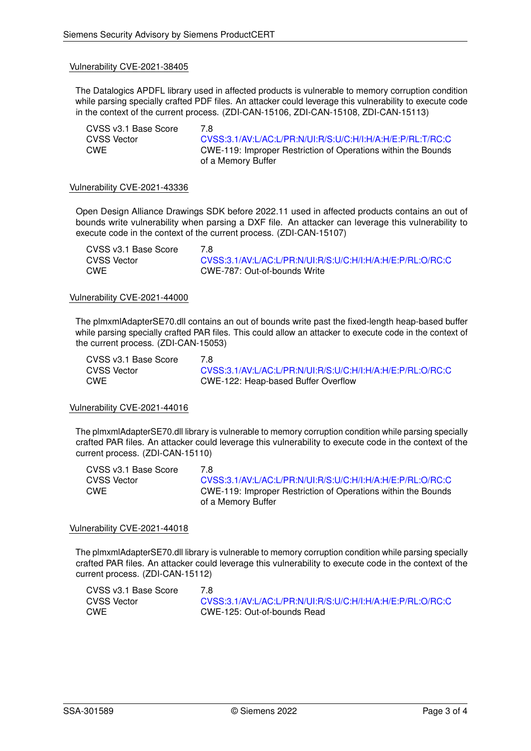### Vulnerability CVE-2021-38405

The Datalogics APDFL library used in affected products is vulnerable to memory corruption condition while parsing specially crafted PDF files. An attacker could leverage this vulnerability to execute code in the context of the current process. (ZDI-CAN-15106, ZDI-CAN-15108, ZDI-CAN-15113)

| | |
|---|---|
| CVSS v3.1 Base Score | 7.8 |
| CVSS Vector | CVSS:3.1/AV:L/AC:L/PR:N/UI:R/S:U/C:H/I:H/A:H/E:P/RL:T/RC:C |
| CWE | CWE-119: Improper Restriction of Operations within the Bounds of a Memory Buffer |

### Vulnerability CVE-2021-43336

Open Design Alliance Drawings SDK before 2022.11 used in affected products contains an out of bounds write vulnerability when parsing a DXF file. An attacker can leverage this vulnerability to execute code in the context of the current process. (ZDI-CAN-15107)

| | |
|---|---|
| CVSS v3.1 Base Score | 7.8 |
| CVSS Vector | CVSS:3.1/AV:L/AC:L/PR:N/UI:R/S:U/C:H/I:H/A:H/E:P/RL:O/RC:C |
| CWE | CWE-787: Out-of-bounds Write |

### Vulnerability CVE-2021-44000

The plmxmlAdapterSE70.dll contains an out of bounds write past the fixed-length heap-based buffer while parsing specially crafted PAR files. This could allow an attacker to execute code in the context of the current process. (ZDI-CAN-15053)

| | |
|---|---|
| CVSS v3.1 Base Score | 7.8 |
| CVSS Vector | CVSS:3.1/AV:L/AC:L/PR:N/UI:R/S:U/C:H/I:H/A:H/E:P/RL:O/RC:C |
| CWE | CWE-122: Heap-based Buffer Overflow |

### Vulnerability CVE-2021-44016

The plmxmlAdapterSE70.dll library is vulnerable to memory corruption condition while parsing specially crafted PAR files. An attacker could leverage this vulnerability to execute code in the context of the current process. (ZDI-CAN-15110)

| | |
|---|---|
| CVSS v3.1 Base Score | 7.8 |
| CVSS Vector | CVSS:3.1/AV:L/AC:L/PR:N/UI:R/S:U/C:H/I:H/A:H/E:P/RL:O/RC:C |
| CWE | CWE-119: Improper Restriction of Operations within the Bounds of a Memory Buffer |

### Vulnerability CVE-2021-44018

The plmxmlAdapterSE70.dll library is vulnerable to memory corruption condition while parsing specially crafted PAR files. An attacker could leverage this vulnerability to execute code in the context of the current process. (ZDI-CAN-15112)

| | |
|---|---|
| CVSS v3.1 Base Score | 7.8 |
| CVSS Vector | CVSS:3.1/AV:L/AC:L/PR:N/UI:R/S:U/C:H/I:H/A:H/E:P/RL:O/RC:C |
| CWE | CWE-125: Out-of-bounds Read |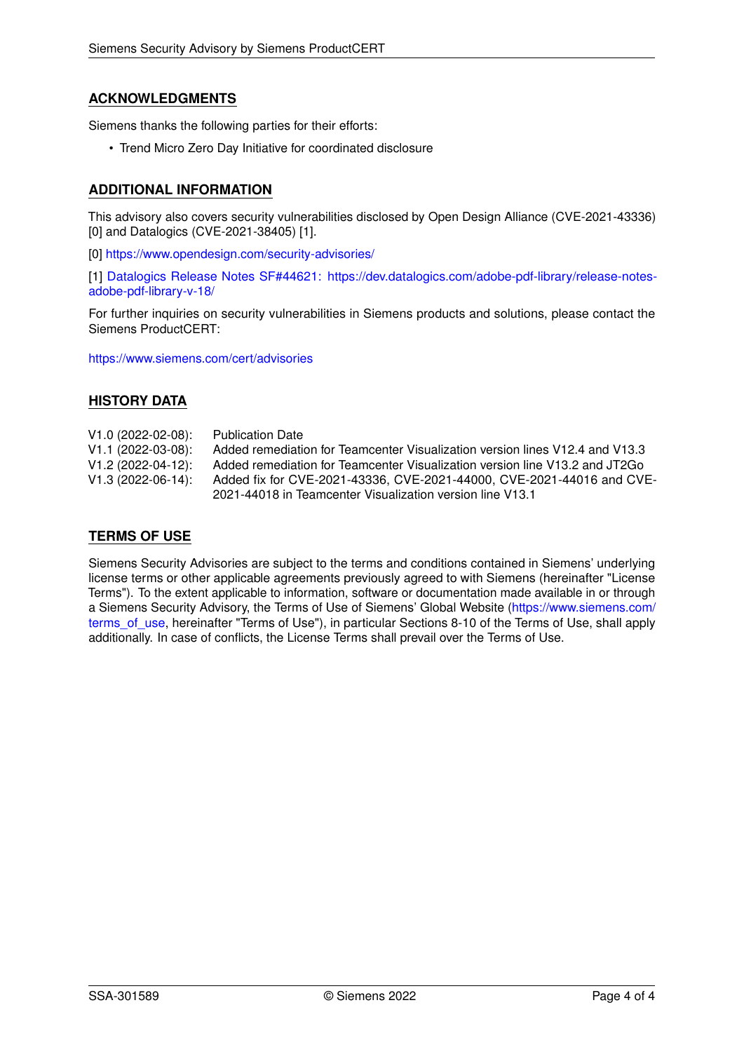## ACKNOWLEDGMENTS

Siemens thanks the following parties for their efforts:

- Trend Micro Zero Day Initiative for coordinated disclosure

## ADDITIONAL INFORMATION

This advisory also covers security vulnerabilities disclosed by Open Design Alliance (CVE-2021-43336) [0] and Datalogics (CVE-2021-38405) [1].

[0] https://www.opendesign.com/security-advisories/

[1] Datalogics Release Notes SF#44621: https://dev.datalogics.com/adobe-pdf-library/release-notes-adobe-pdf-library-v-18/

For further inquiries on security vulnerabilities in Siemens products and solutions, please contact the Siemens ProductCERT:

https://www.siemens.com/cert/advisories

## HISTORY DATA

| | |
|---|---|
| V1.0 (2022-02-08): | Publication Date |
| V1.1 (2022-03-08): | Added remediation for Teamcenter Visualization version lines V12.4 and V13.3 |
| V1.2 (2022-04-12): | Added remediation for Teamcenter Visualization version line V13.2 and JT2Go |
| V1.3 (2022-06-14): | Added fix for CVE-2021-43336, CVE-2021-44000, CVE-2021-44016 and CVE-2021-44018 in Teamcenter Visualization version line V13.1 |

## TERMS OF USE

Siemens Security Advisories are subject to the terms and conditions contained in Siemens' underlying license terms or other applicable agreements previously agreed to with Siemens (hereinafter "License Terms"). To the extent applicable to information, software or documentation made available in or through a Siemens Security Advisory, the Terms of Use of Siemens' Global Website (https://www.siemens.com/terms_of_use, hereinafter "Terms of Use"), in particular Sections 8-10 of the Terms of Use, shall apply additionally. In case of conflicts, the License Terms shall prevail over the Terms of Use.